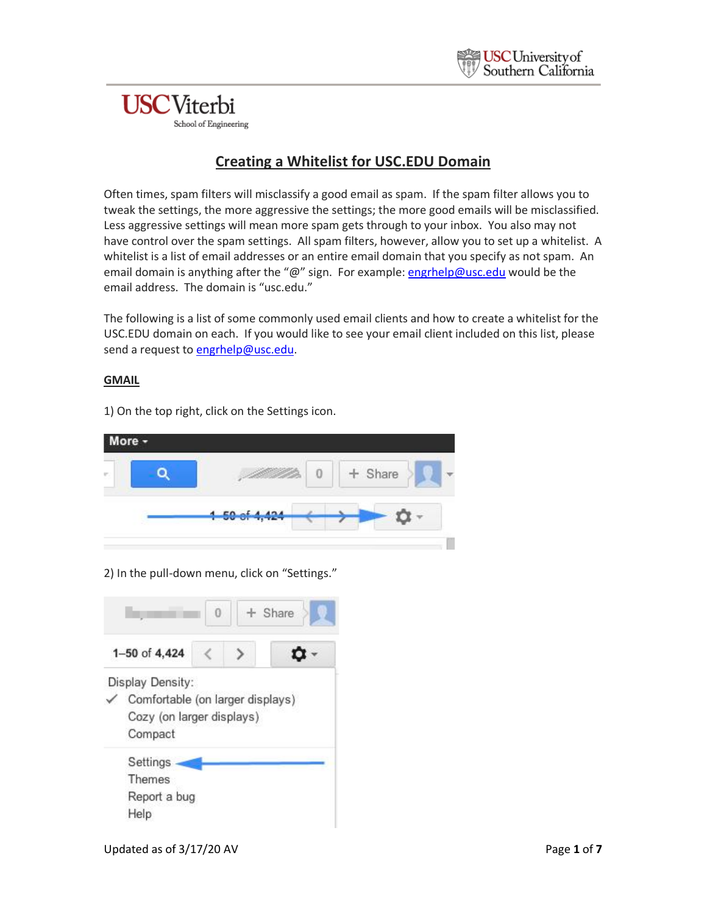# Creating a Whitelist for USC.EDU Domain

Often times, spam filters will misclassify a good email as spam. If the spam filter allows you to tweak the settings, the more aggressive the settings; the more good emails will be misclassified. Less aggressive settings will mean more spam gets through to your inbox. You also may not have control over the spam settings. All spam filters, however, allow you to set up a whitelist. A whitelist is a list of email addresses or an entire email domain that you specify as not spam. An email domain is anything after the "@" sign. For example: engrhelp@usc.edu would be the email address. The domain is "usc.edu."

The following is a list of some commonly used email clients and how to create a whitelist for the USC.EDU domain on each. If you would like to see your email client included on this list, please send a request to engrhelp@usc.edu.

## GMAIL

1) On the top right, click on the Settings icon.

2) In the pull-down menu, click on "Settings."

Updated as of 3/17/20 AV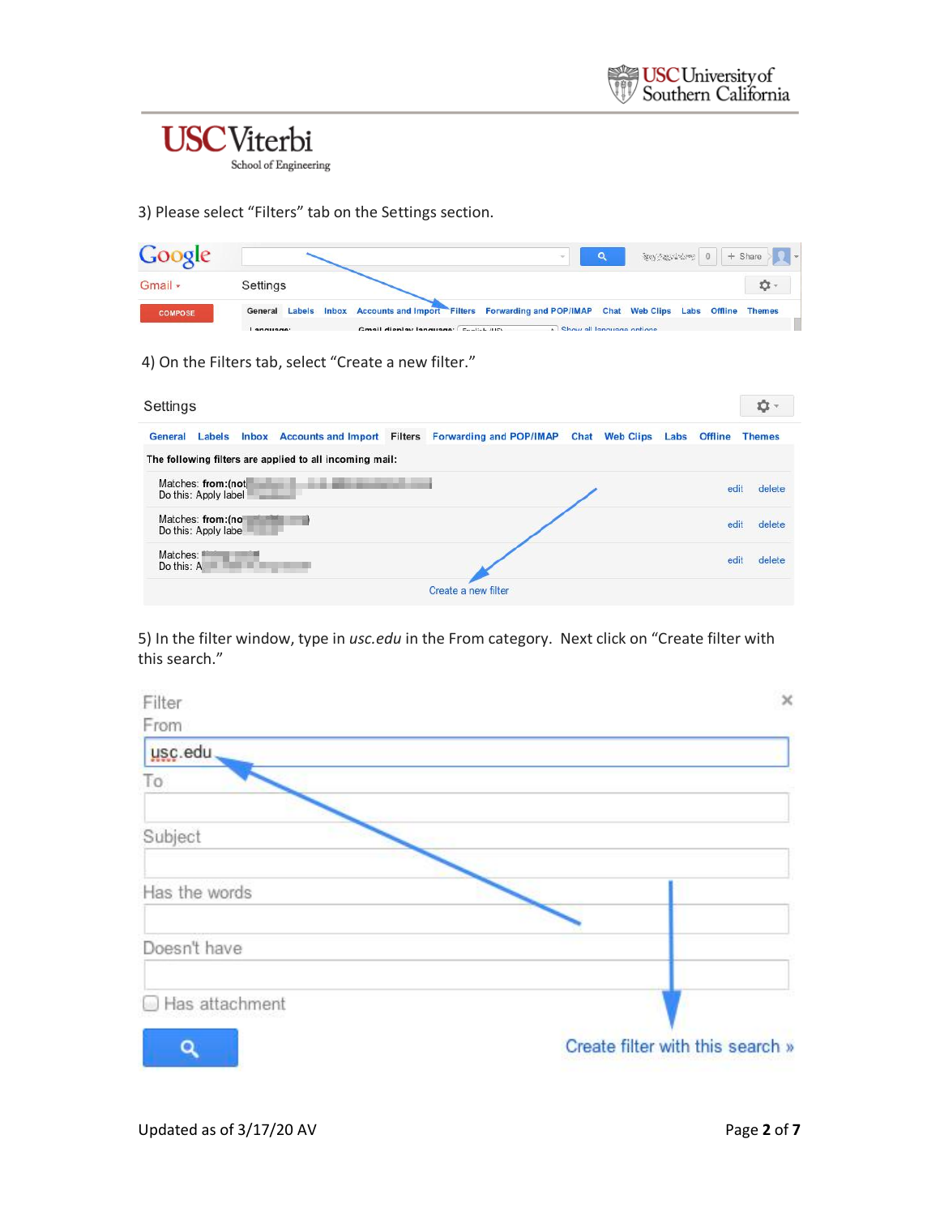3) Please select “Filters” tab on the Settings section.

4) On the Filters tab, select “Create a new filter.”

5) In the filter window, type in *usc.edu* in the From category. Next click on “Create filter with this search.”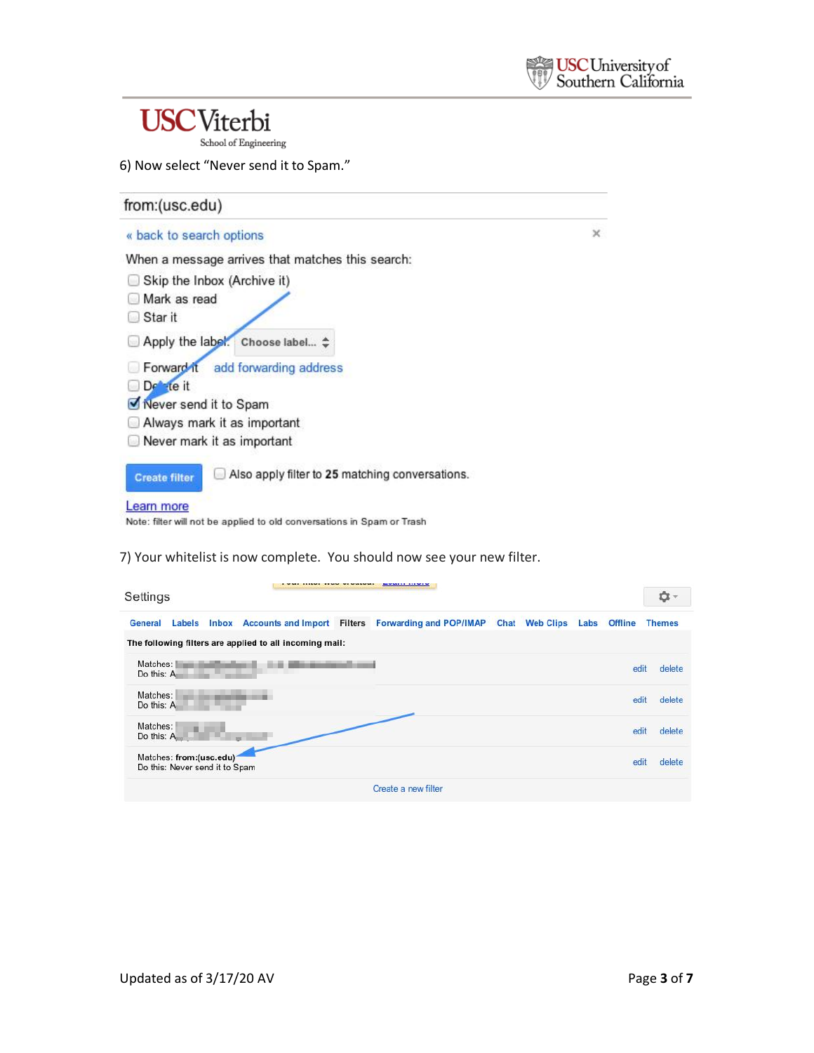6) Now select “Never send it to Spam.”

from:(usc.edu)

« back to search options

When a message arrives that matches this search:

- Skip the Inbox (Archive it)
- Mark as read
- Star it
- Apply the label: Choose label...
- Forward it  add forwarding address
- Delete it
- Never send it to Spam
- Always mark it as important
- Never mark it as important

Create filter  Also apply filter to **25** matching conversations.

Learn more

Note: filter will not be applied to old conversations in Spam or Trash

7) Your whitelist is now complete. You should now see your new filter.

Settings

General Labels Inbox Accounts and Import Filters Forwarding and POP/IMAP Chat Web Clips Labs Offline Themes

**The following filters are applied to all incoming mail:**

| | | |
|---|---|---|
| Matches: | edit | delete |
| Matches: | edit | delete |
| Matches: | edit | delete |
| Matches: **from:(usc.edu)**<br>Do this: Never send it to Spam | edit | delete |

Create a new filter

Updated as of 3/17/20 AV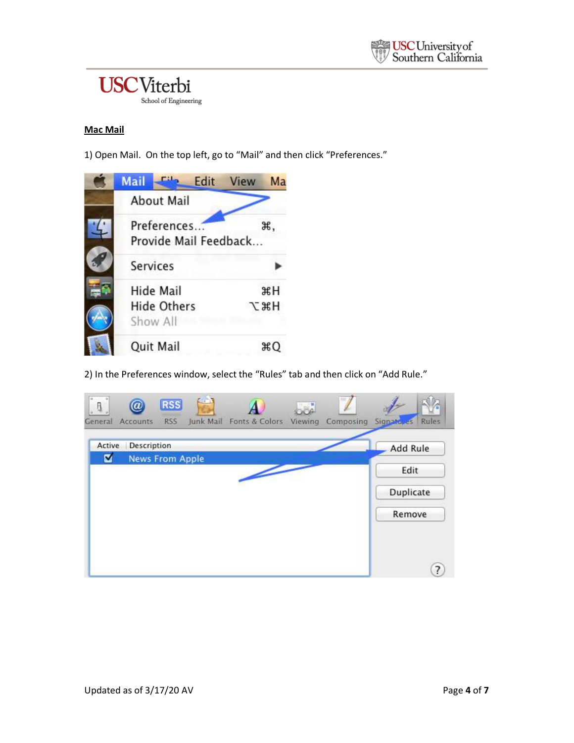**Mac Mail**

1) Open Mail. On the top left, go to "Mail" and then click "Preferences."

2) In the Preferences window, select the "Rules" tab and then click on "Add Rule."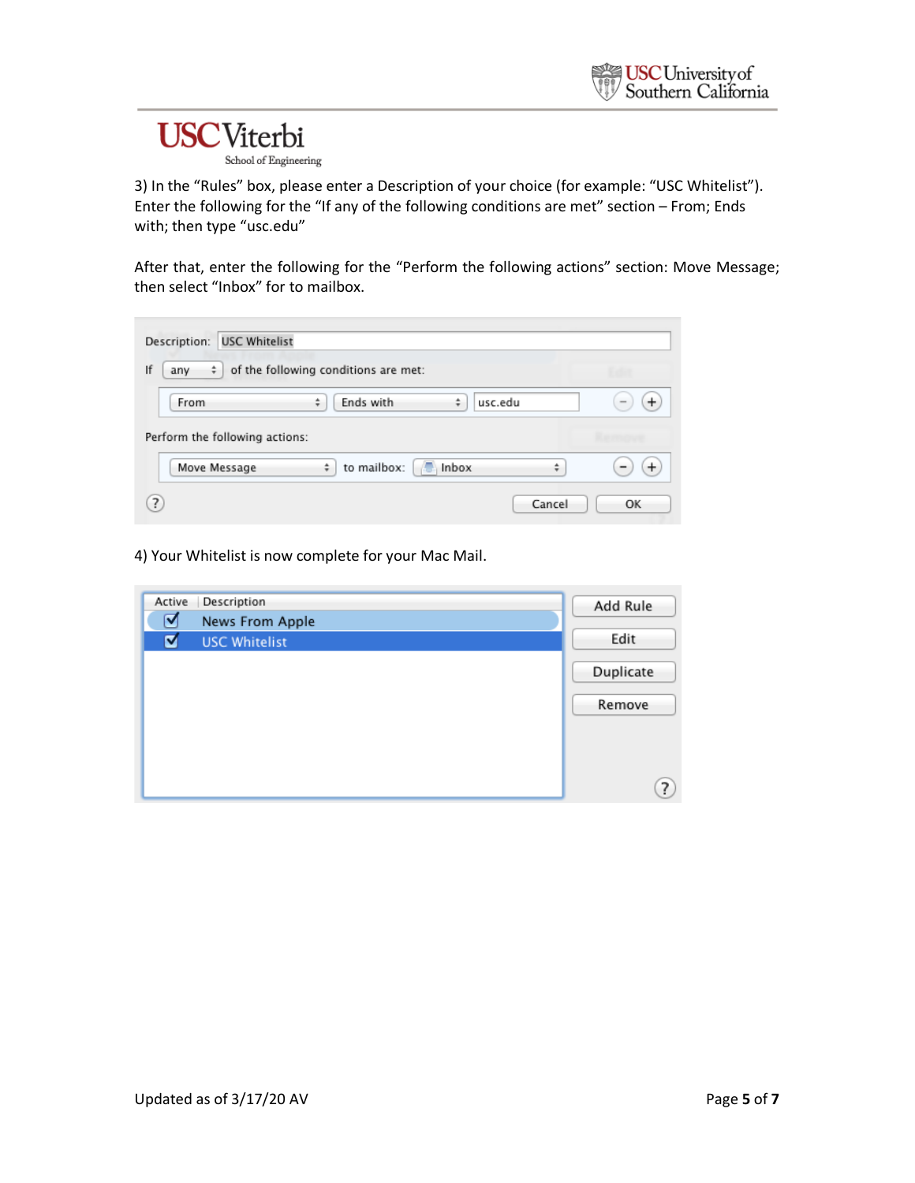3) In the "Rules" box, please enter a Description of your choice (for example: "USC Whitelist"). Enter the following for the "If any of the following conditions are met" section – From; Ends with; then type "usc.edu"

After that, enter the following for the "Perform the following actions" section: Move Message; then select "Inbox" for to mailbox.

4) Your Whitelist is now complete for your Mac Mail.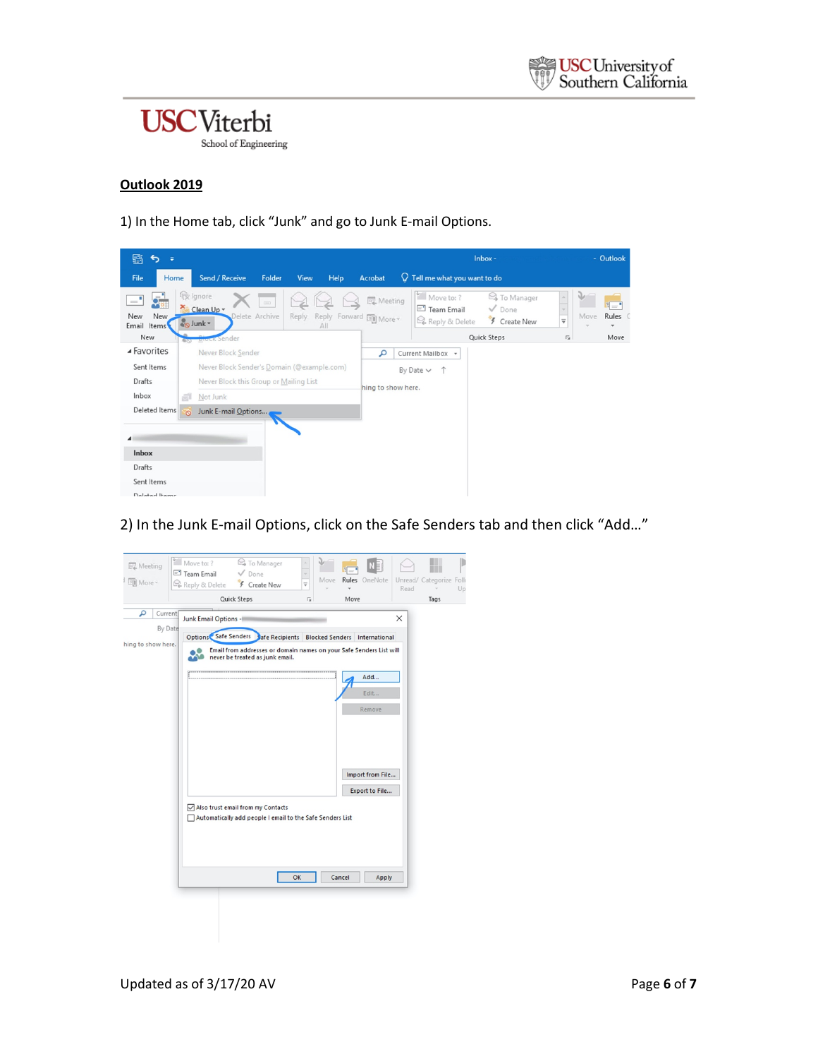## Outlook 2019

1) In the Home tab, click “Junk” and go to Junk E-mail Options.

2) In the Junk E-mail Options, click on the Safe Senders tab and then click “Add…”

Updated as of 3/17/20 AV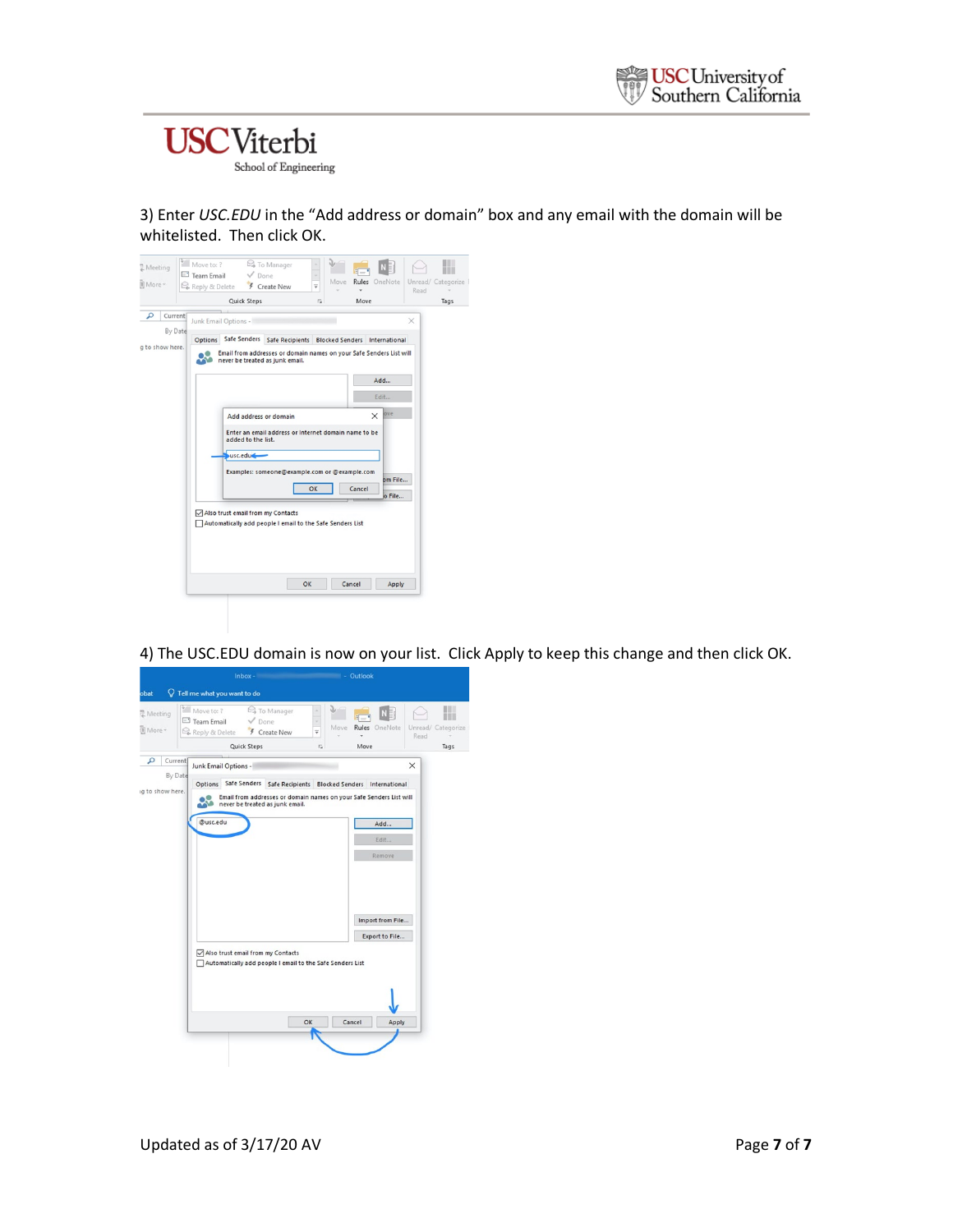3) Enter *USC.EDU* in the "Add address or domain" box and any email with the domain will be whitelisted. Then click OK.

4) The USC.EDU domain is now on your list. Click Apply to keep this change and then click OK.

Updated as of 3/17/20 AV